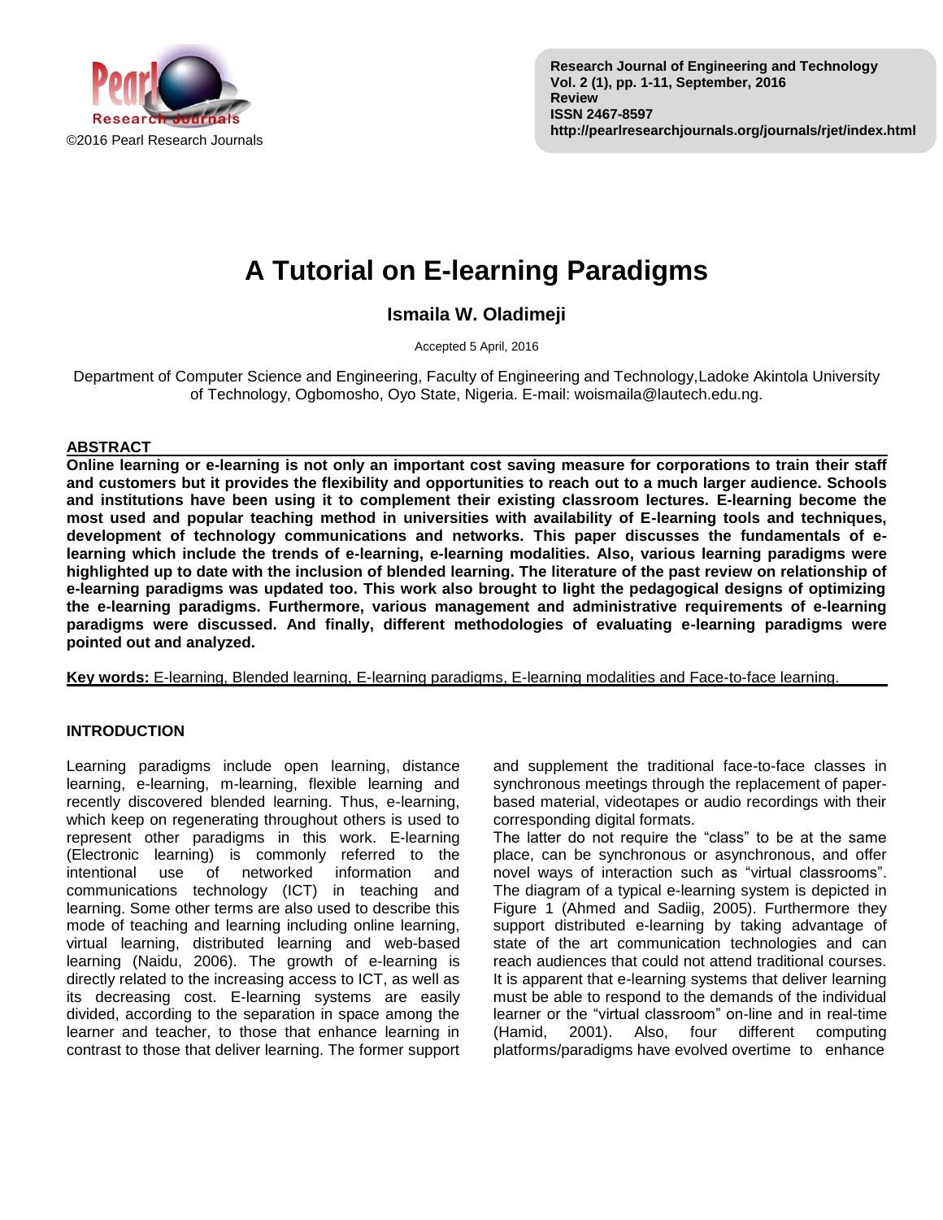# A Tutorial on E-learning Paradigms

**Ismaila W. Oladimeji**

Accepted 5 April, 2016

Department of Computer Science and Engineering, Faculty of Engineering and Technology,Ladoke Akintola University of Technology, Ogbomosho, Oyo State, Nigeria. E-mail: woismaila@lautech.edu.ng.

## ABSTRACT

**Online learning or e-learning is not only an important cost saving measure for corporations to train their staff and customers but it provides the flexibility and opportunities to reach out to a much larger audience. Schools and institutions have been using it to complement their existing classroom lectures. E-learning become the most used and popular teaching method in universities with availability of E-learning tools and techniques, development of technology communications and networks. This paper discusses the fundamentals of e-learning which include the trends of e-learning, e-learning modalities. Also, various learning paradigms were highlighted up to date with the inclusion of blended learning. The literature of the past review on relationship of e-learning paradigms was updated too. This work also brought to light the pedagogical designs of optimizing the e-learning paradigms. Furthermore, various management and administrative requirements of e-learning paradigms were discussed. And finally, different methodologies of evaluating e-learning paradigms were pointed out and analyzed.**

**Key words:** E-learning, Blended learning, E-learning paradigms, E-learning modalities and Face-to-face learning.

## INTRODUCTION

Learning paradigms include open learning, distance learning, e-learning, m-learning, flexible learning and recently discovered blended learning. Thus, e-learning, which keep on regenerating throughout others is used to represent other paradigms in this work. E-learning (Electronic learning) is commonly referred to the intentional use of networked information and communications technology (ICT) in teaching and learning. Some other terms are also used to describe this mode of teaching and learning including online learning, virtual learning, distributed learning and web-based learning (Naidu, 2006). The growth of e-learning is directly related to the increasing access to ICT, as well as its decreasing cost. E-learning systems are easily divided, according to the separation in space among the learner and teacher, to those that enhance learning in contrast to those that deliver learning. The former support and supplement the traditional face-to-face classes in synchronous meetings through the replacement of paper-based material, videotapes or audio recordings with their corresponding digital formats.

The latter do not require the "class" to be at the same place, can be synchronous or asynchronous, and offer novel ways of interaction such as "virtual classrooms". The diagram of a typical e-learning system is depicted in Figure 1 (Ahmed and Sadiig, 2005). Furthermore they support distributed e-learning by taking advantage of state of the art communication technologies and can reach audiences that could not attend traditional courses. It is apparent that e-learning systems that deliver learning must be able to respond to the demands of the individual learner or the "virtual classroom" on-line and in real-time (Hamid, 2001). Also, four different computing platforms/paradigms have evolved overtime to enhance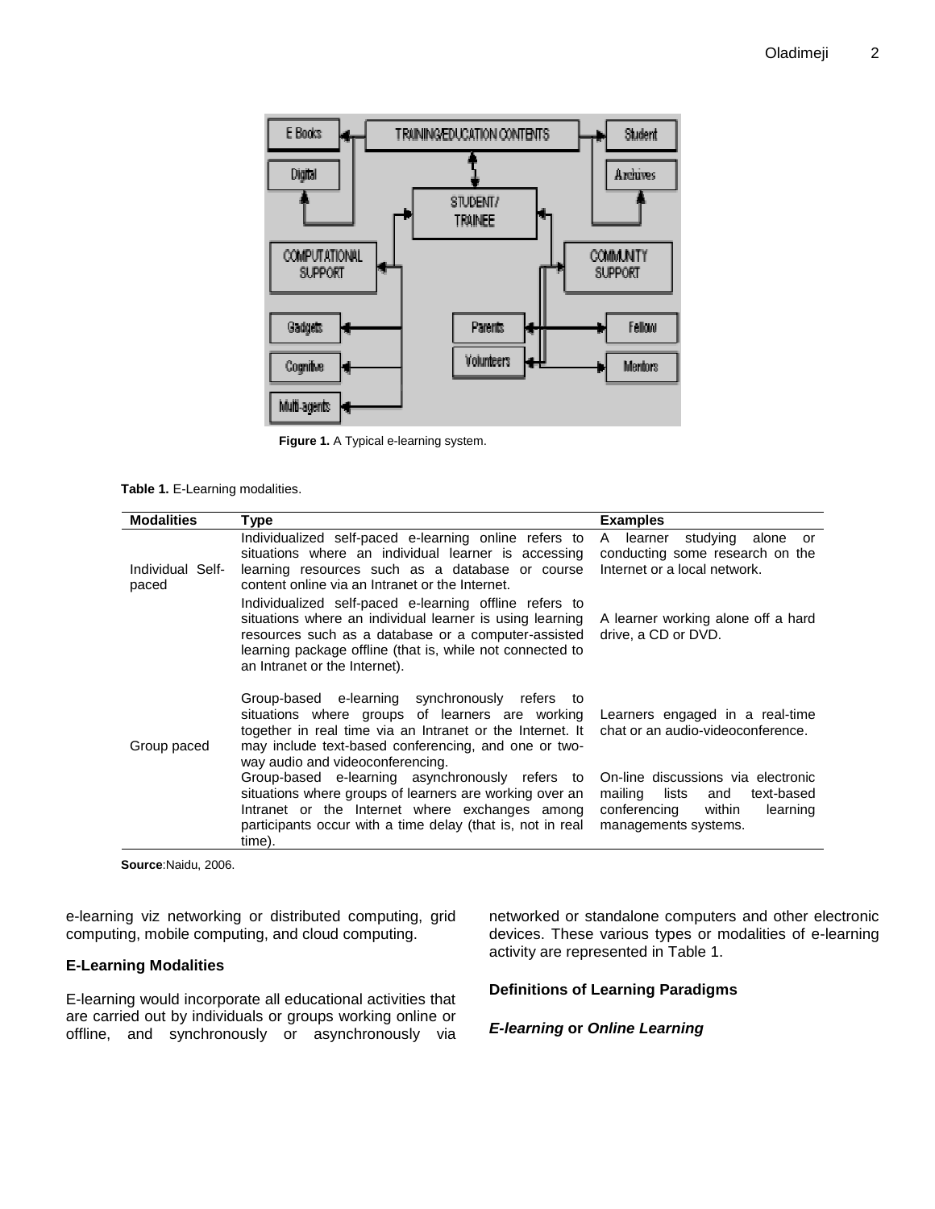Figure 1. A Typical e-learning system.

**Table 1.** E-Learning modalities.

| Modalities | Type | Examples |
|---|---|---|
| Individual Self-paced | Individualized self-paced e-learning online refers to situations where an individual learner is accessing learning resources such as a database or course content online via an Intranet or the Internet. | A learner studying alone or conducting some research on the Internet or a local network. |
| | Individualized self-paced e-learning offline refers to situations where an individual learner is using learning resources such as a database or a computer-assisted learning package offline (that is, while not connected to an Intranet or the Internet). | A learner working alone off a hard drive, a CD or DVD. |
| Group paced | Group-based e-learning synchronously refers to situations where groups of learners are working together in real time via an Intranet or the Internet. It may include text-based conferencing, and one or two-way audio and videoconferencing. | Learners engaged in a real-time chat or an audio-videoconference. |
| | Group-based e-learning asynchronously refers to situations where groups of learners are working over an Intranet or the Internet where exchanges among participants occur with a time delay (that is, not in real time). | On-line discussions via electronic mailing lists and text-based conferencing within learning managements systems. |

**Source**:Naidu, 2006.

e-learning viz networking or distributed computing, grid computing, mobile computing, and cloud computing.

## E-Learning Modalities

E-learning would incorporate all educational activities that are carried out by individuals or groups working online or offline, and synchronously or asynchronously via networked or standalone computers and other electronic devices. These various types or modalities of e-learning activity are represented in Table 1.

## Definitions of Learning Paradigms

### *E-learning* or *Online Learning*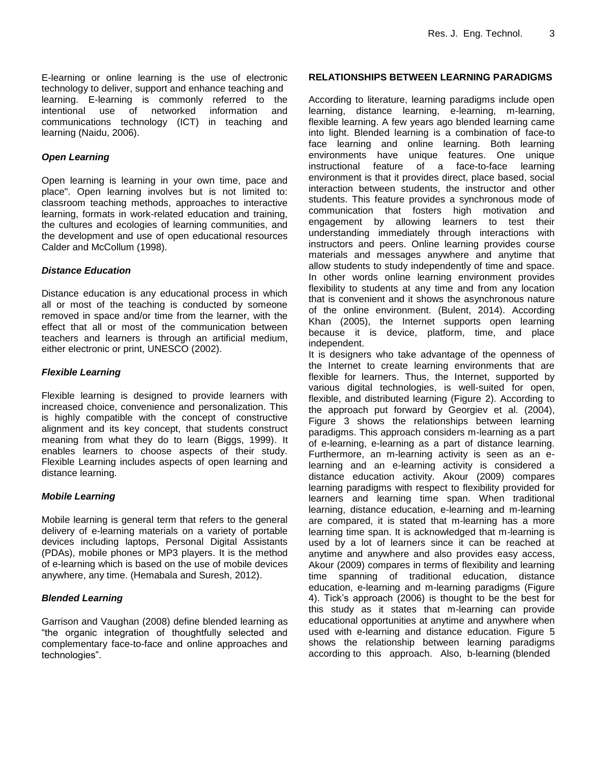E-learning or online learning is the use of electronic technology to deliver, support and enhance teaching and learning. E-learning is commonly referred to the intentional use of networked information and communications technology (ICT) in teaching and learning (Naidu, 2006).

### *Open Learning*

Open learning is learning in your own time, pace and place". Open learning involves but is not limited to: classroom teaching methods, approaches to interactive learning, formats in work-related education and training, the cultures and ecologies of learning communities, and the development and use of open educational resources Calder and McCollum (1998).

### *Distance Education*

Distance education is any educational process in which all or most of the teaching is conducted by someone removed in space and/or time from the learner, with the effect that all or most of the communication between teachers and learners is through an artificial medium, either electronic or print, UNESCO (2002).

### *Flexible Learning*

Flexible learning is designed to provide learners with increased choice, convenience and personalization. This is highly compatible with the concept of constructive alignment and its key concept, that students construct meaning from what they do to learn (Biggs, 1999). It enables learners to choose aspects of their study. Flexible Learning includes aspects of open learning and distance learning.

### *Mobile Learning*

Mobile learning is general term that refers to the general delivery of e-learning materials on a variety of portable devices including laptops, Personal Digital Assistants (PDAs), mobile phones or MP3 players. It is the method of e-learning which is based on the use of mobile devices anywhere, any time. (Hemabala and Suresh, 2012).

### *Blended Learning*

Garrison and Vaughan (2008) define blended learning as "the organic integration of thoughtfully selected and complementary face-to-face and online approaches and technologies".

## RELATIONSHIPS BETWEEN LEARNING PARADIGMS

According to literature, learning paradigms include open learning, distance learning, e-learning, m-learning, flexible learning. A few years ago blended learning came into light. Blended learning is a combination of face-to face learning and online learning. Both learning environments have unique features. One unique instructional feature of a face-to-face learning environment is that it provides direct, place based, social interaction between students, the instructor and other students. This feature provides a synchronous mode of communication that fosters high motivation and engagement by allowing learners to test their understanding immediately through interactions with instructors and peers. Online learning provides course materials and messages anywhere and anytime that allow students to study independently of time and space. In other words online learning environment provides flexibility to students at any time and from any location that is convenient and it shows the asynchronous nature of the online environment. (Bulent, 2014). According Khan (2005), the Internet supports open learning because it is device, platform, time, and place independent.

It is designers who take advantage of the openness of the Internet to create learning environments that are flexible for learners. Thus, the Internet, supported by various digital technologies, is well-suited for open, flexible, and distributed learning (Figure 2). According to the approach put forward by Georgiev et al. (2004), Figure 3 shows the relationships between learning paradigms. This approach considers m-learning as a part of e-learning, e-learning as a part of distance learning. Furthermore, an m-learning activity is seen as an e-learning and an e-learning activity is considered a distance education activity. Akour (2009) compares learning paradigms with respect to flexibility provided for learners and learning time span. When traditional learning, distance education, e-learning and m-learning are compared, it is stated that m-learning has a more learning time span. It is acknowledged that m-learning is used by a lot of learners since it can be reached at anytime and anywhere and also provides easy access, Akour (2009) compares in terms of flexibility and learning time spanning of traditional education, distance education, e-learning and m-learning paradigms (Figure 4). Tick's approach (2006) is thought to be the best for this study as it states that m-learning can provide educational opportunities at anytime and anywhere when used with e-learning and distance education. Figure 5 shows the relationship between learning paradigms according to this approach. Also, b-learning (blended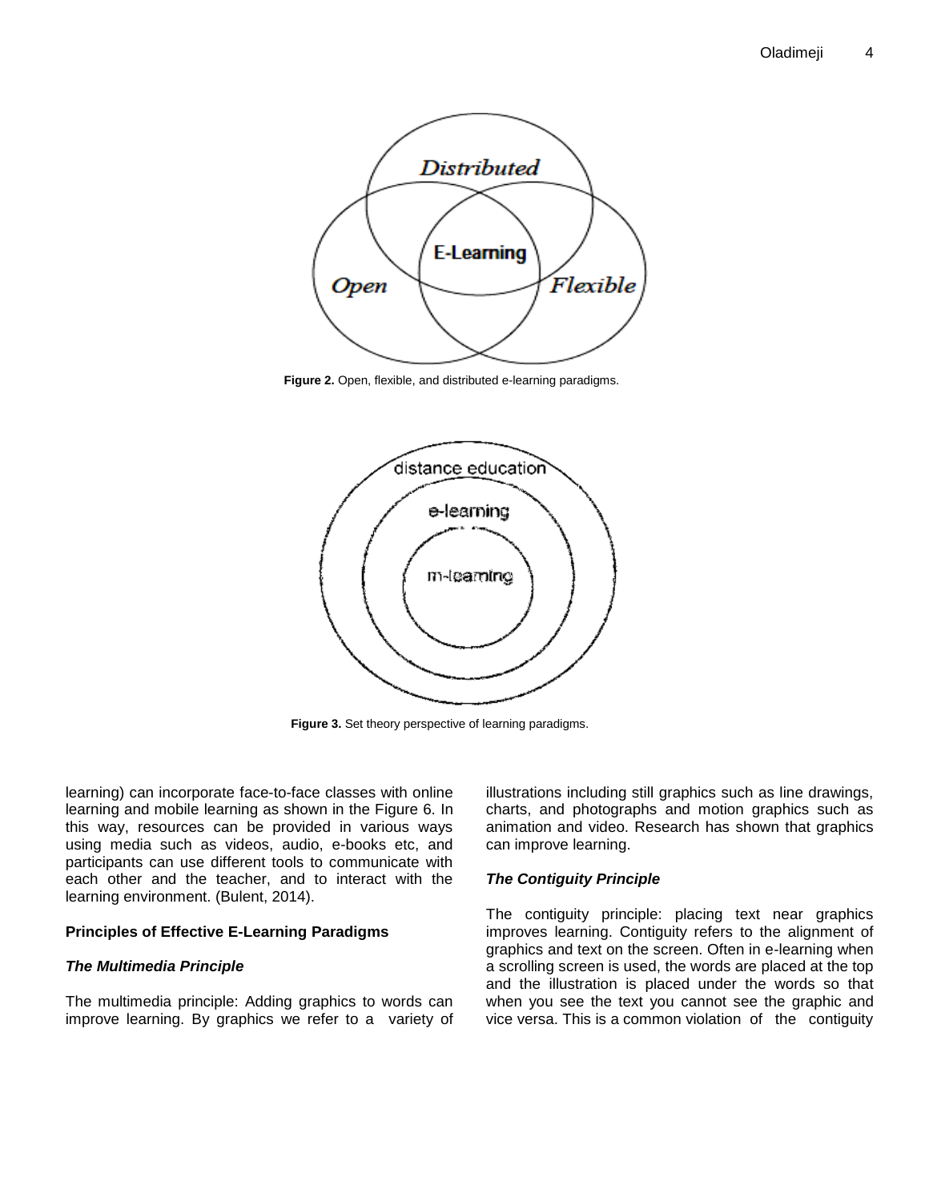Figure 2. Open, flexible, and distributed e-learning paradigms.

Figure 3. Set theory perspective of learning paradigms.

learning) can incorporate face-to-face classes with online learning and mobile learning as shown in the Figure 6. In this way, resources can be provided in various ways using media such as videos, audio, e-books etc, and participants can use different tools to communicate with each other and the teacher, and to interact with the learning environment. (Bulent, 2014).

## Principles of Effective E-Learning Paradigms

### *The Multimedia Principle*

The multimedia principle: Adding graphics to words can improve learning. By graphics we refer to a variety of illustrations including still graphics such as line drawings, charts, and photographs and motion graphics such as animation and video. Research has shown that graphics can improve learning.

### *The Contiguity Principle*

The contiguity principle: placing text near graphics improves learning. Contiguity refers to the alignment of graphics and text on the screen. Often in e-learning when a scrolling screen is used, the words are placed at the top and the illustration is placed under the words so that when you see the text you cannot see the graphic and vice versa. This is a common violation of the contiguity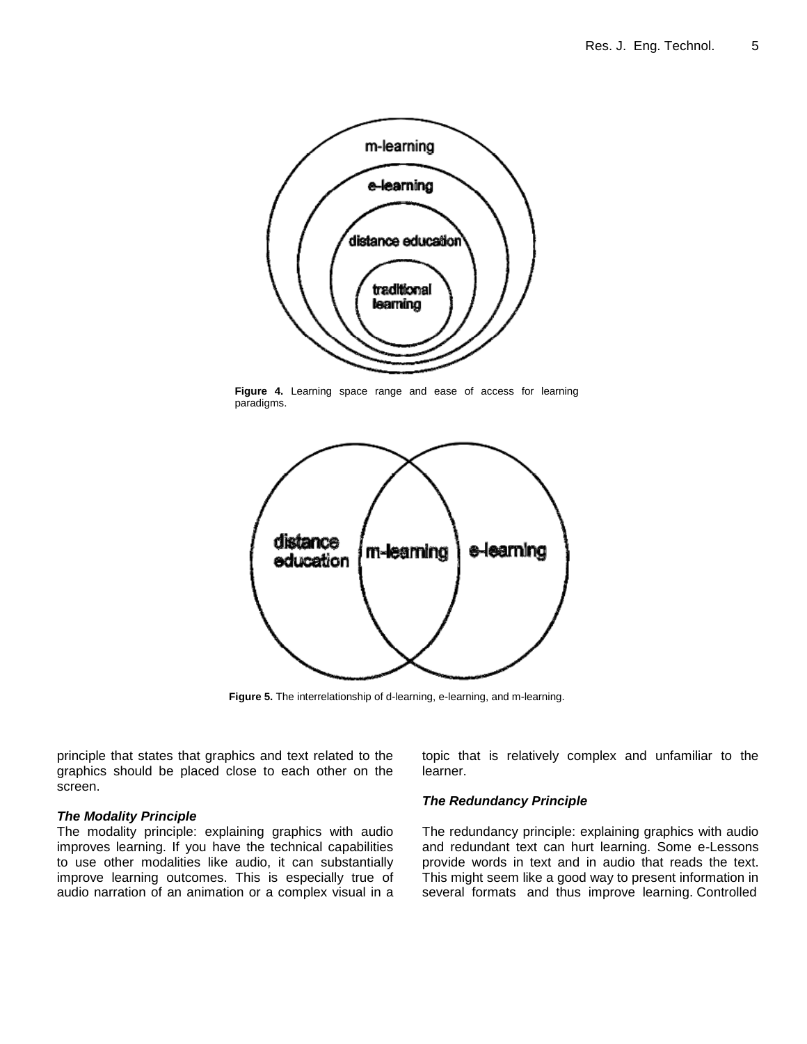Figure 4. Learning space range and ease of access for learning paradigms.

Figure 5. The interrelationship of d-learning, e-learning, and m-learning.

principle that states that graphics and text related to the graphics should be placed close to each other on the screen.

### *The Modality Principle*

The modality principle: explaining graphics with audio improves learning. If you have the technical capabilities to use other modalities like audio, it can substantially improve learning outcomes. This is especially true of audio narration of an animation or a complex visual in a topic that is relatively complex and unfamiliar to the learner.

### *The Redundancy Principle*

The redundancy principle: explaining graphics with audio and redundant text can hurt learning. Some e-Lessons provide words in text and in audio that reads the text. This might seem like a good way to present information in several formats and thus improve learning. Controlled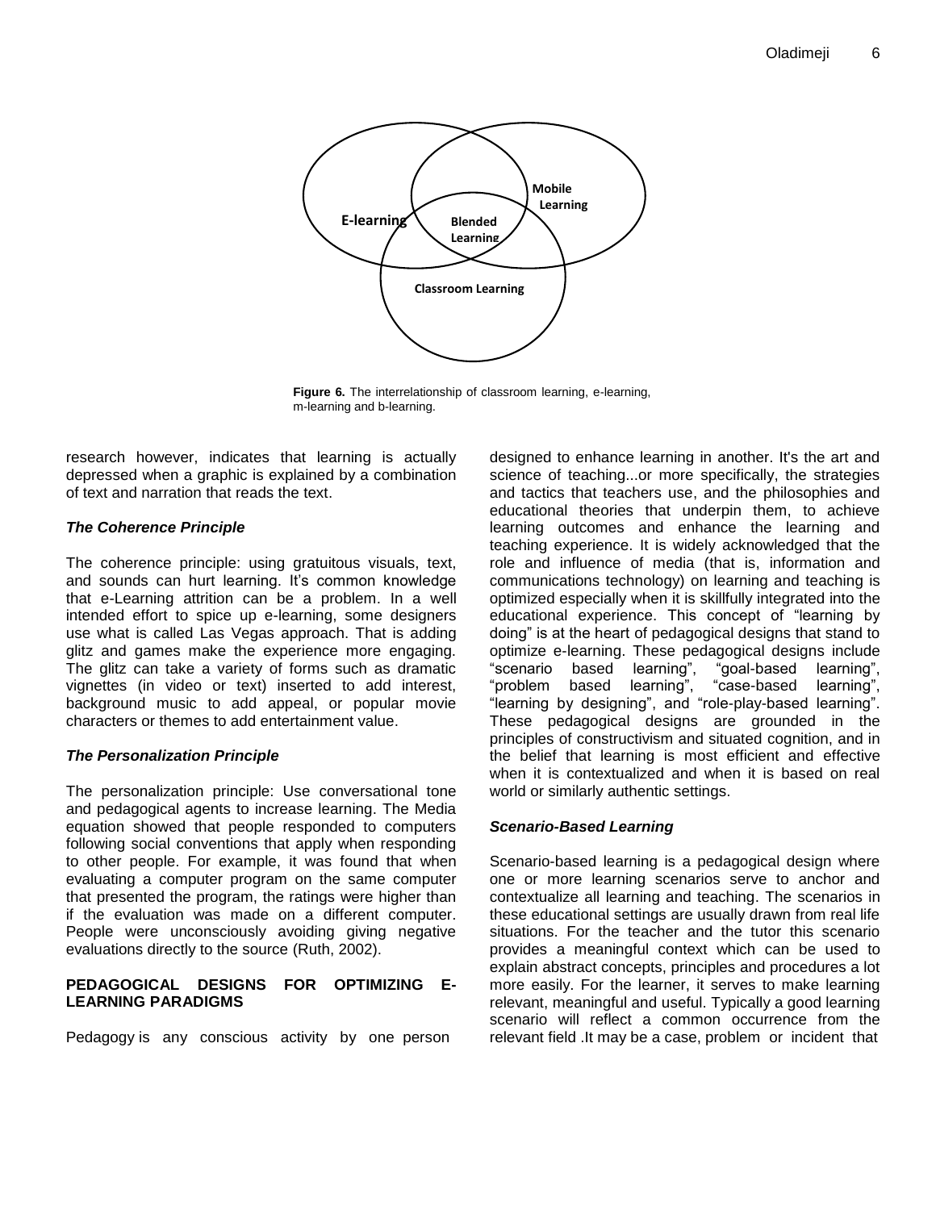Figure 6. The interrelationship of classroom learning, e-learning, m-learning and b-learning.

research however, indicates that learning is actually depressed when a graphic is explained by a combination of text and narration that reads the text.

### *The Coherence Principle*

The coherence principle: using gratuitous visuals, text, and sounds can hurt learning. It's common knowledge that e-Learning attrition can be a problem. In a well intended effort to spice up e-learning, some designers use what is called Las Vegas approach. That is adding glitz and games make the experience more engaging. The glitz can take a variety of forms such as dramatic vignettes (in video or text) inserted to add interest, background music to add appeal, or popular movie characters or themes to add entertainment value.

### *The Personalization Principle*

The personalization principle: Use conversational tone and pedagogical agents to increase learning. The Media equation showed that people responded to computers following social conventions that apply when responding to other people. For example, it was found that when evaluating a computer program on the same computer that presented the program, the ratings were higher than if the evaluation was made on a different computer. People were unconsciously avoiding giving negative evaluations directly to the source (Ruth, 2002).

## PEDAGOGICAL DESIGNS FOR OPTIMIZING E-LEARNING PARADIGMS

Pedagogy is any conscious activity by one person designed to enhance learning in another. It's the art and science of teaching...or more specifically, the strategies and tactics that teachers use, and the philosophies and educational theories that underpin them, to achieve learning outcomes and enhance the learning and teaching experience. It is widely acknowledged that the role and influence of media (that is, information and communications technology) on learning and teaching is optimized especially when it is skillfully integrated into the educational experience. This concept of "learning by doing" is at the heart of pedagogical designs that stand to optimize e-learning. These pedagogical designs include "scenario based learning", "goal-based learning", "problem based learning", "case-based learning", "learning by designing", and "role-play-based learning". These pedagogical designs are grounded in the principles of constructivism and situated cognition, and in the belief that learning is most efficient and effective when it is contextualized and when it is based on real world or similarly authentic settings.

### *Scenario-Based Learning*

Scenario-based learning is a pedagogical design where one or more learning scenarios serve to anchor and contextualize all learning and teaching. The scenarios in these educational settings are usually drawn from real life situations. For the teacher and the tutor this scenario provides a meaningful context which can be used to explain abstract concepts, principles and procedures a lot more easily. For the learner, it serves to make learning relevant, meaningful and useful. Typically a good learning scenario will reflect a common occurrence from the relevant field .It may be a case, problem or incident that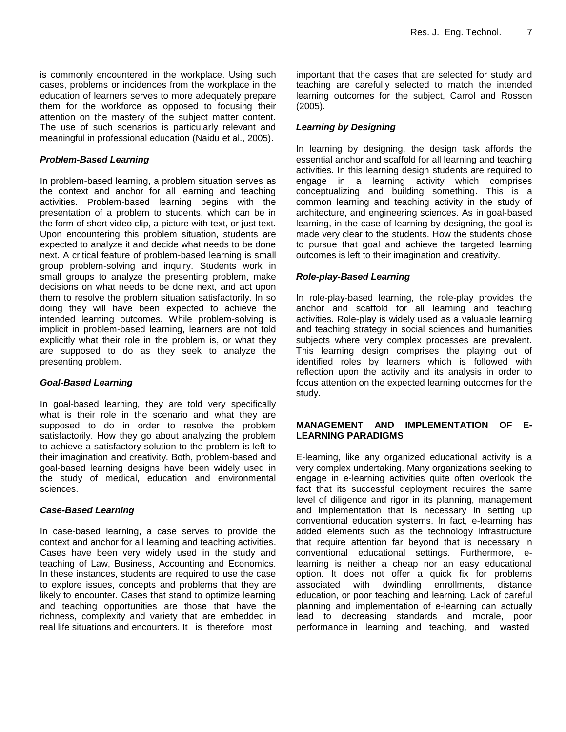is commonly encountered in the workplace. Using such cases, problems or incidences from the workplace in the education of learners serves to more adequately prepare them for the workforce as opposed to focusing their attention on the mastery of the subject matter content. The use of such scenarios is particularly relevant and meaningful in professional education (Naidu et al., 2005).

### *Problem-Based Learning*

In problem-based learning, a problem situation serves as the context and anchor for all learning and teaching activities. Problem-based learning begins with the presentation of a problem to students, which can be in the form of short video clip, a picture with text, or just text. Upon encountering this problem situation, students are expected to analyze it and decide what needs to be done next. A critical feature of problem-based learning is small group problem-solving and inquiry. Students work in small groups to analyze the presenting problem, make decisions on what needs to be done next, and act upon them to resolve the problem situation satisfactorily. In so doing they will have been expected to achieve the intended learning outcomes. While problem-solving is implicit in problem-based learning, learners are not told explicitly what their role in the problem is, or what they are supposed to do as they seek to analyze the presenting problem.

### *Goal-Based Learning*

In goal-based learning, they are told very specifically what is their role in the scenario and what they are supposed to do in order to resolve the problem satisfactorily. How they go about analyzing the problem to achieve a satisfactory solution to the problem is left to their imagination and creativity. Both, problem-based and goal-based learning designs have been widely used in the study of medical, education and environmental sciences.

### *Case-Based Learning*

In case-based learning, a case serves to provide the context and anchor for all learning and teaching activities. Cases have been very widely used in the study and teaching of Law, Business, Accounting and Economics. In these instances, students are required to use the case to explore issues, concepts and problems that they are likely to encounter. Cases that stand to optimize learning and teaching opportunities are those that have the richness, complexity and variety that are embedded in real life situations and encounters. It is therefore most important that the cases that are selected for study and teaching are carefully selected to match the intended learning outcomes for the subject, Carrol and Rosson (2005).

### *Learning by Designing*

In learning by designing, the design task affords the essential anchor and scaffold for all learning and teaching activities. In this learning design students are required to engage in a learning activity which comprises conceptualizing and building something. This is a common learning and teaching activity in the study of architecture, and engineering sciences. As in goal-based learning, in the case of learning by designing, the goal is made very clear to the students. How the students chose to pursue that goal and achieve the targeted learning outcomes is left to their imagination and creativity.

### *Role-play-Based Learning*

In role-play-based learning, the role-play provides the anchor and scaffold for all learning and teaching activities. Role-play is widely used as a valuable learning and teaching strategy in social sciences and humanities subjects where very complex processes are prevalent. This learning design comprises the playing out of identified roles by learners which is followed with reflection upon the activity and its analysis in order to focus attention on the expected learning outcomes for the study.

## MANAGEMENT AND IMPLEMENTATION OF E-LEARNING PARADIGMS

E-learning, like any organized educational activity is a very complex undertaking. Many organizations seeking to engage in e-learning activities quite often overlook the fact that its successful deployment requires the same level of diligence and rigor in its planning, management and implementation that is necessary in setting up conventional education systems. In fact, e-learning has added elements such as the technology infrastructure that require attention far beyond that is necessary in conventional educational settings. Furthermore, e-learning is neither a cheap nor an easy educational option. It does not offer a quick fix for problems associated with dwindling enrollments, distance education, or poor teaching and learning. Lack of careful planning and implementation of e-learning can actually lead to decreasing standards and morale, poor performance in learning and teaching, and wasted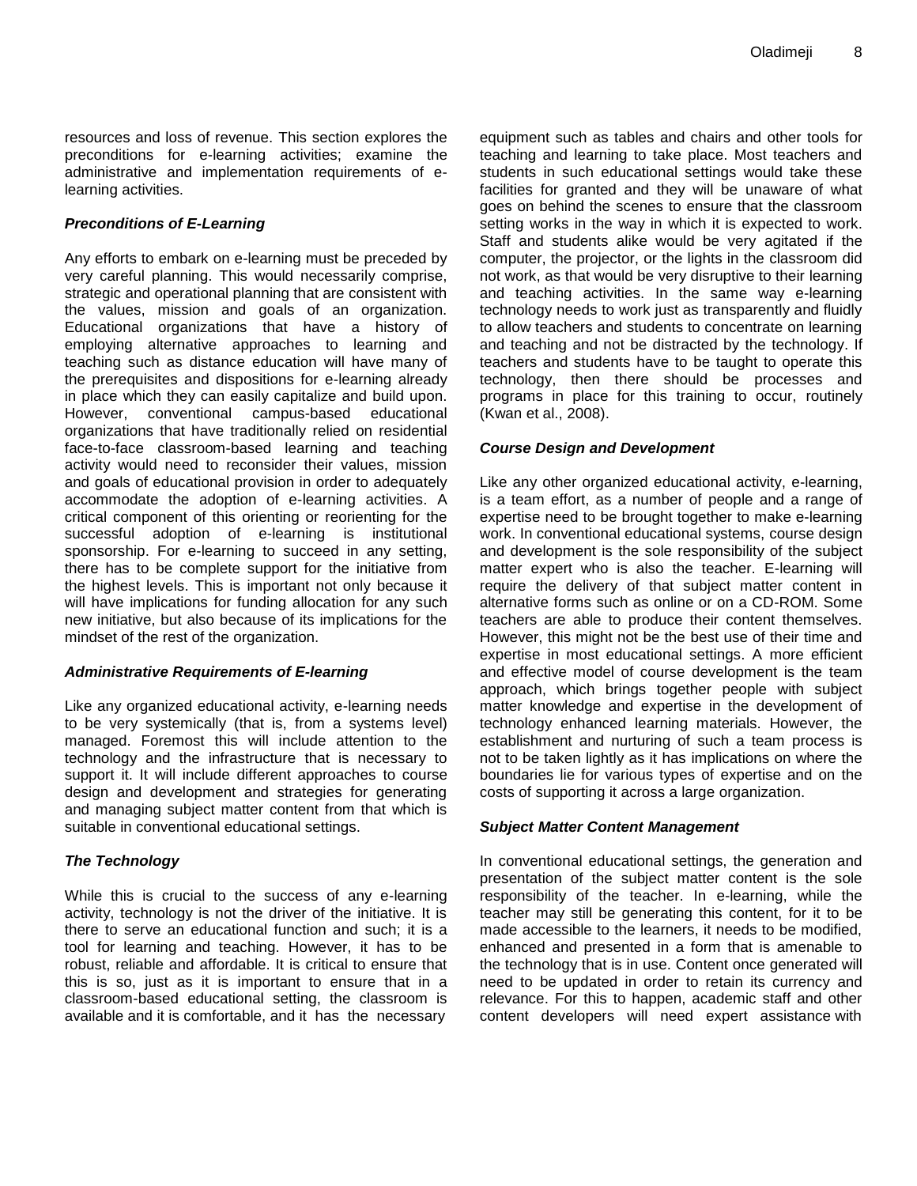resources and loss of revenue. This section explores the preconditions for e-learning activities; examine the administrative and implementation requirements of e-learning activities.

### *Preconditions of E-Learning*

Any efforts to embark on e-learning must be preceded by very careful planning. This would necessarily comprise, strategic and operational planning that are consistent with the values, mission and goals of an organization. Educational organizations that have a history of employing alternative approaches to learning and teaching such as distance education will have many of the prerequisites and dispositions for e-learning already in place which they can easily capitalize and build upon. However, conventional campus-based educational organizations that have traditionally relied on residential face-to-face classroom-based learning and teaching activity would need to reconsider their values, mission and goals of educational provision in order to adequately accommodate the adoption of e-learning activities. A critical component of this orienting or reorienting for the successful adoption of e-learning is institutional sponsorship. For e-learning to succeed in any setting, there has to be complete support for the initiative from the highest levels. This is important not only because it will have implications for funding allocation for any such new initiative, but also because of its implications for the mindset of the rest of the organization.

### *Administrative Requirements of E-learning*

Like any organized educational activity, e-learning needs to be very systemically (that is, from a systems level) managed. Foremost this will include attention to the technology and the infrastructure that is necessary to support it. It will include different approaches to course design and development and strategies for generating and managing subject matter content from that which is suitable in conventional educational settings.

### *The Technology*

While this is crucial to the success of any e-learning activity, technology is not the driver of the initiative. It is there to serve an educational function and such; it is a tool for learning and teaching. However, it has to be robust, reliable and affordable. It is critical to ensure that this is so, just as it is important to ensure that in a classroom-based educational setting, the classroom is available and it is comfortable, and it has the necessary equipment such as tables and chairs and other tools for teaching and learning to take place. Most teachers and students in such educational settings would take these facilities for granted and they will be unaware of what goes on behind the scenes to ensure that the classroom setting works in the way in which it is expected to work. Staff and students alike would be very agitated if the computer, the projector, or the lights in the classroom did not work, as that would be very disruptive to their learning and teaching activities. In the same way e-learning technology needs to work just as transparently and fluidly to allow teachers and students to concentrate on learning and teaching and not be distracted by the technology. If teachers and students have to be taught to operate this technology, then there should be processes and programs in place for this training to occur, routinely (Kwan et al., 2008).

### *Course Design and Development*

Like any other organized educational activity, e-learning, is a team effort, as a number of people and a range of expertise need to be brought together to make e-learning work. In conventional educational systems, course design and development is the sole responsibility of the subject matter expert who is also the teacher. E-learning will require the delivery of that subject matter content in alternative forms such as online or on a CD-ROM. Some teachers are able to produce their content themselves. However, this might not be the best use of their time and expertise in most educational settings. A more efficient and effective model of course development is the team approach, which brings together people with subject matter knowledge and expertise in the development of technology enhanced learning materials. However, the establishment and nurturing of such a team process is not to be taken lightly as it has implications on where the boundaries lie for various types of expertise and on the costs of supporting it across a large organization.

### *Subject Matter Content Management*

In conventional educational settings, the generation and presentation of the subject matter content is the sole responsibility of the teacher. In e-learning, while the teacher may still be generating this content, for it to be made accessible to the learners, it needs to be modified, enhanced and presented in a form that is amenable to the technology that is in use. Content once generated will need to be updated in order to retain its currency and relevance. For this to happen, academic staff and other content developers will need expert assistance with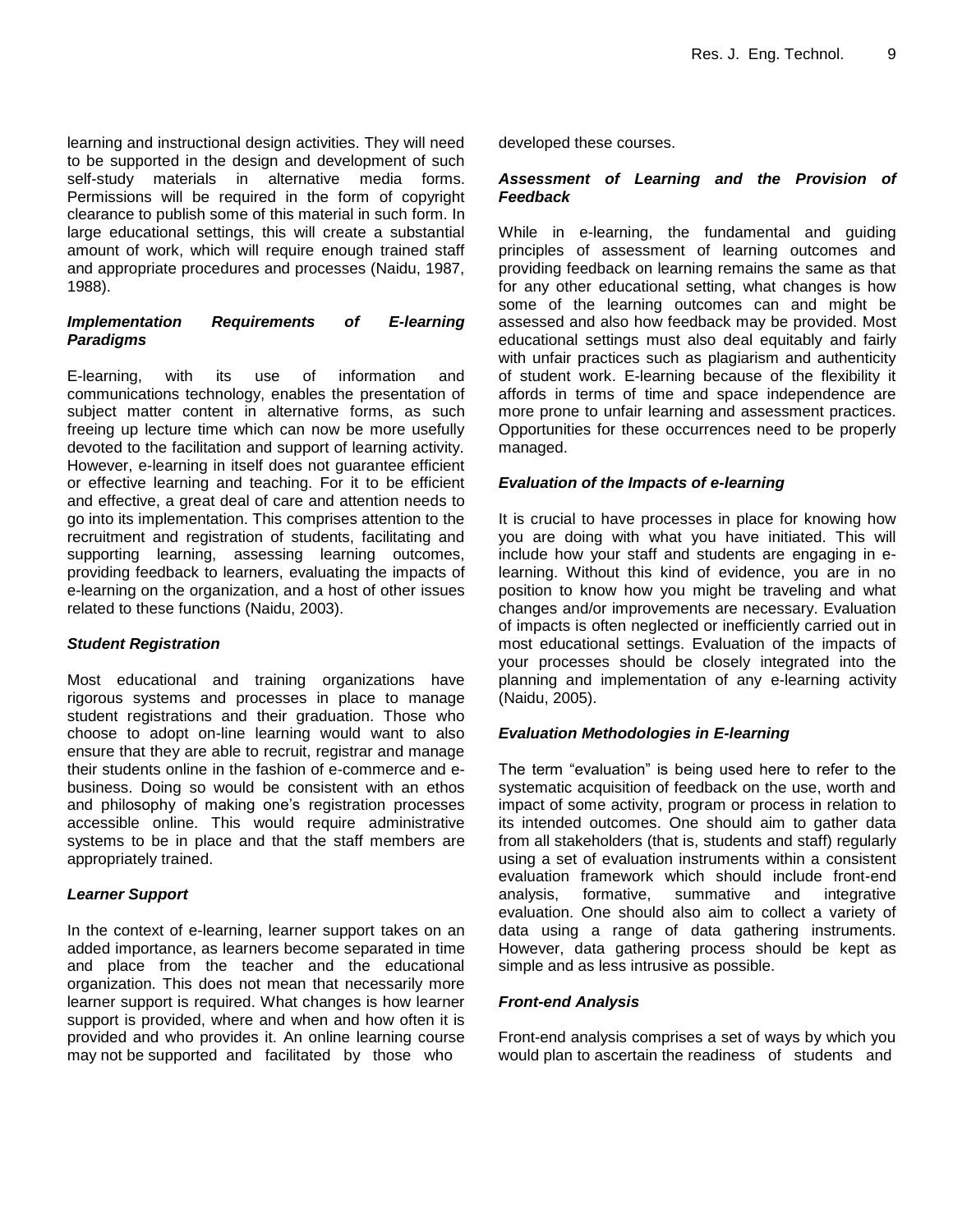learning and instructional design activities. They will need to be supported in the design and development of such self-study materials in alternative media forms. Permissions will be required in the form of copyright clearance to publish some of this material in such form. In large educational settings, this will create a substantial amount of work, which will require enough trained staff and appropriate procedures and processes (Naidu, 1987, 1988).

### *Implementation Requirements of E-learning Paradigms*

E-learning, with its use of information and communications technology, enables the presentation of subject matter content in alternative forms, as such freeing up lecture time which can now be more usefully devoted to the facilitation and support of learning activity. However, e-learning in itself does not guarantee efficient or effective learning and teaching. For it to be efficient and effective, a great deal of care and attention needs to go into its implementation. This comprises attention to the recruitment and registration of students, facilitating and supporting learning, assessing learning outcomes, providing feedback to learners, evaluating the impacts of e-learning on the organization, and a host of other issues related to these functions (Naidu, 2003).

### *Student Registration*

Most educational and training organizations have rigorous systems and processes in place to manage student registrations and their graduation. Those who choose to adopt on-line learning would want to also ensure that they are able to recruit, registrar and manage their students online in the fashion of e-commerce and e-business. Doing so would be consistent with an ethos and philosophy of making one's registration processes accessible online. This would require administrative systems to be in place and that the staff members are appropriately trained.

### *Learner Support*

In the context of e-learning, learner support takes on an added importance, as learners become separated in time and place from the teacher and the educational organization. This does not mean that necessarily more learner support is required. What changes is how learner support is provided, where and when and how often it is provided and who provides it. An online learning course may not be supported and facilitated by those who developed these courses.

### *Assessment of Learning and the Provision of Feedback*

While in e-learning, the fundamental and guiding principles of assessment of learning outcomes and providing feedback on learning remains the same as that for any other educational setting, what changes is how some of the learning outcomes can and might be assessed and also how feedback may be provided. Most educational settings must also deal equitably and fairly with unfair practices such as plagiarism and authenticity of student work. E-learning because of the flexibility it affords in terms of time and space independence are more prone to unfair learning and assessment practices. Opportunities for these occurrences need to be properly managed.

### *Evaluation of the Impacts of e-learning*

It is crucial to have processes in place for knowing how you are doing with what you have initiated. This will include how your staff and students are engaging in e-learning. Without this kind of evidence, you are in no position to know how you might be traveling and what changes and/or improvements are necessary. Evaluation of impacts is often neglected or inefficiently carried out in most educational settings. Evaluation of the impacts of your processes should be closely integrated into the planning and implementation of any e-learning activity (Naidu, 2005).

### *Evaluation Methodologies in E-learning*

The term "evaluation" is being used here to refer to the systematic acquisition of feedback on the use, worth and impact of some activity, program or process in relation to its intended outcomes. One should aim to gather data from all stakeholders (that is, students and staff) regularly using a set of evaluation instruments within a consistent evaluation framework which should include front-end analysis, formative, summative and integrative evaluation. One should also aim to collect a variety of data using a range of data gathering instruments. However, data gathering process should be kept as simple and as less intrusive as possible.

### *Front-end Analysis*

Front-end analysis comprises a set of ways by which you would plan to ascertain the readiness of students and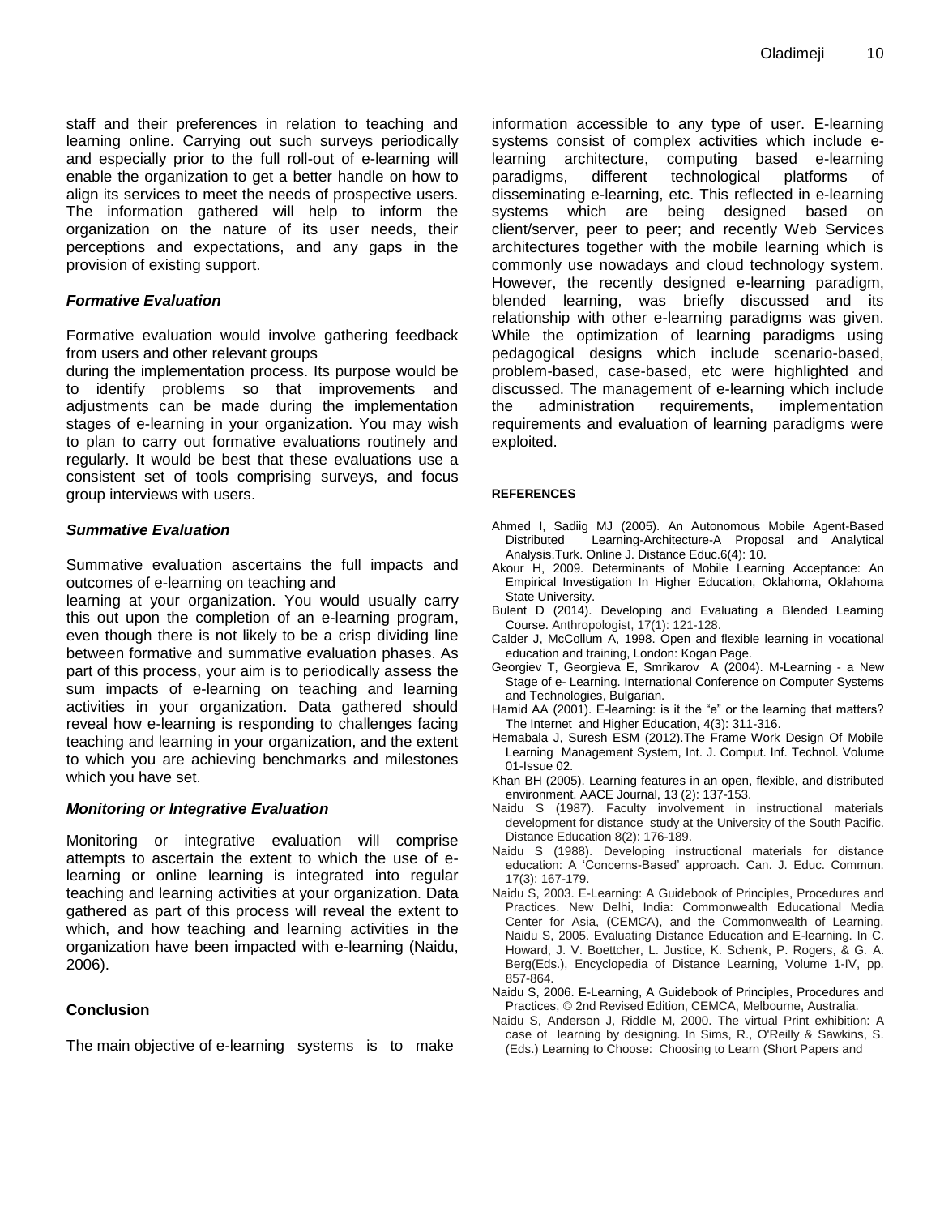staff and their preferences in relation to teaching and learning online. Carrying out such surveys periodically and especially prior to the full roll-out of e-learning will enable the organization to get a better handle on how to align its services to meet the needs of prospective users. The information gathered will help to inform the organization on the nature of its user needs, their perceptions and expectations, and any gaps in the provision of existing support.

### *Formative Evaluation*

Formative evaluation would involve gathering feedback from users and other relevant groups during the implementation process. Its purpose would be to identify problems so that improvements and adjustments can be made during the implementation stages of e-learning in your organization. You may wish to plan to carry out formative evaluations routinely and regularly. It would be best that these evaluations use a consistent set of tools comprising surveys, and focus group interviews with users.

### *Summative Evaluation*

Summative evaluation ascertains the full impacts and outcomes of e-learning on teaching and learning at your organization. You would usually carry this out upon the completion of an e-learning program, even though there is not likely to be a crisp dividing line between formative and summative evaluation phases. As part of this process, your aim is to periodically assess the sum impacts of e-learning on teaching and learning activities in your organization. Data gathered should reveal how e-learning is responding to challenges facing teaching and learning in your organization, and the extent to which you are achieving benchmarks and milestones which you have set.

### *Monitoring or Integrative Evaluation*

Monitoring or integrative evaluation will comprise attempts to ascertain the extent to which the use of e-learning or online learning is integrated into regular teaching and learning activities at your organization. Data gathered as part of this process will reveal the extent to which, and how teaching and learning activities in the organization have been impacted with e-learning (Naidu, 2006).

## Conclusion

The main objective of e-learning systems is to make information accessible to any type of user. E-learning systems consist of complex activities which include e-learning architecture, computing based e-learning paradigms, different technological platforms of disseminating e-learning, etc. This reflected in e-learning systems which are being designed based on client/server, peer to peer; and recently Web Services architectures together with the mobile learning which is commonly use nowadays and cloud technology system. However, the recently designed e-learning paradigm, blended learning, was briefly discussed and its relationship with other e-learning paradigms was given. While the optimization of learning paradigms using pedagogical designs which include scenario-based, problem-based, case-based, etc were highlighted and discussed. The management of e-learning which include the administration requirements, implementation requirements and evaluation of learning paradigms were exploited.

## REFERENCES

Ahmed I, Sadiig MJ (2005). An Autonomous Mobile Agent-Based Distributed Learning-Architecture-A Proposal and Analytical Analysis.Turk. Online J. Distance Educ.6(4): 10.

Akour H, 2009. Determinants of Mobile Learning Acceptance: An Empirical Investigation In Higher Education, Oklahoma, Oklahoma State University.

Bulent D (2014). Developing and Evaluating a Blended Learning Course. Anthropologist, 17(1): 121-128.

Calder J, McCollum A, 1998. Open and flexible learning in vocational education and training, London: Kogan Page.

Georgiev T, Georgieva E, Smrikarov A (2004). M-Learning - a New Stage of e- Learning. International Conference on Computer Systems and Technologies, Bulgarian.

Hamid AA (2001). E-learning: is it the "e" or the learning that matters? The Internet and Higher Education, 4(3): 311-316.

Hemabala J, Suresh ESM (2012).The Frame Work Design Of Mobile Learning Management System, Int. J. Comput. Inf. Technol. Volume 01-Issue 02.

Khan BH (2005). Learning features in an open, flexible, and distributed environment. AACE Journal, 13 (2): 137-153.

Naidu S (1987). Faculty involvement in instructional materials development for distance study at the University of the South Pacific. Distance Education 8(2): 176-189.

Naidu S (1988). Developing instructional materials for distance education: A 'Concerns-Based' approach. Can. J. Educ. Commun. 17(3): 167-179.

Naidu S, 2003. E-Learning: A Guidebook of Principles, Procedures and Practices. New Delhi, India: Commonwealth Educational Media Center for Asia, (CEMCA), and the Commonwealth of Learning. Naidu S, 2005. Evaluating Distance Education and E-learning. In C. Howard, J. V. Boettcher, L. Justice, K. Schenk, P. Rogers, & G. A. Berg(Eds.), Encyclopedia of Distance Learning, Volume 1-IV, pp. 857-864.

Naidu S, 2006. E-Learning, A Guidebook of Principles, Procedures and Practices, © 2nd Revised Edition, CEMCA, Melbourne, Australia.

Naidu S, Anderson J, Riddle M, 2000. The virtual Print exhibition: A case of learning by designing. In Sims, R., O'Reilly & Sawkins, S. (Eds.) Learning to Choose: Choosing to Learn (Short Papers and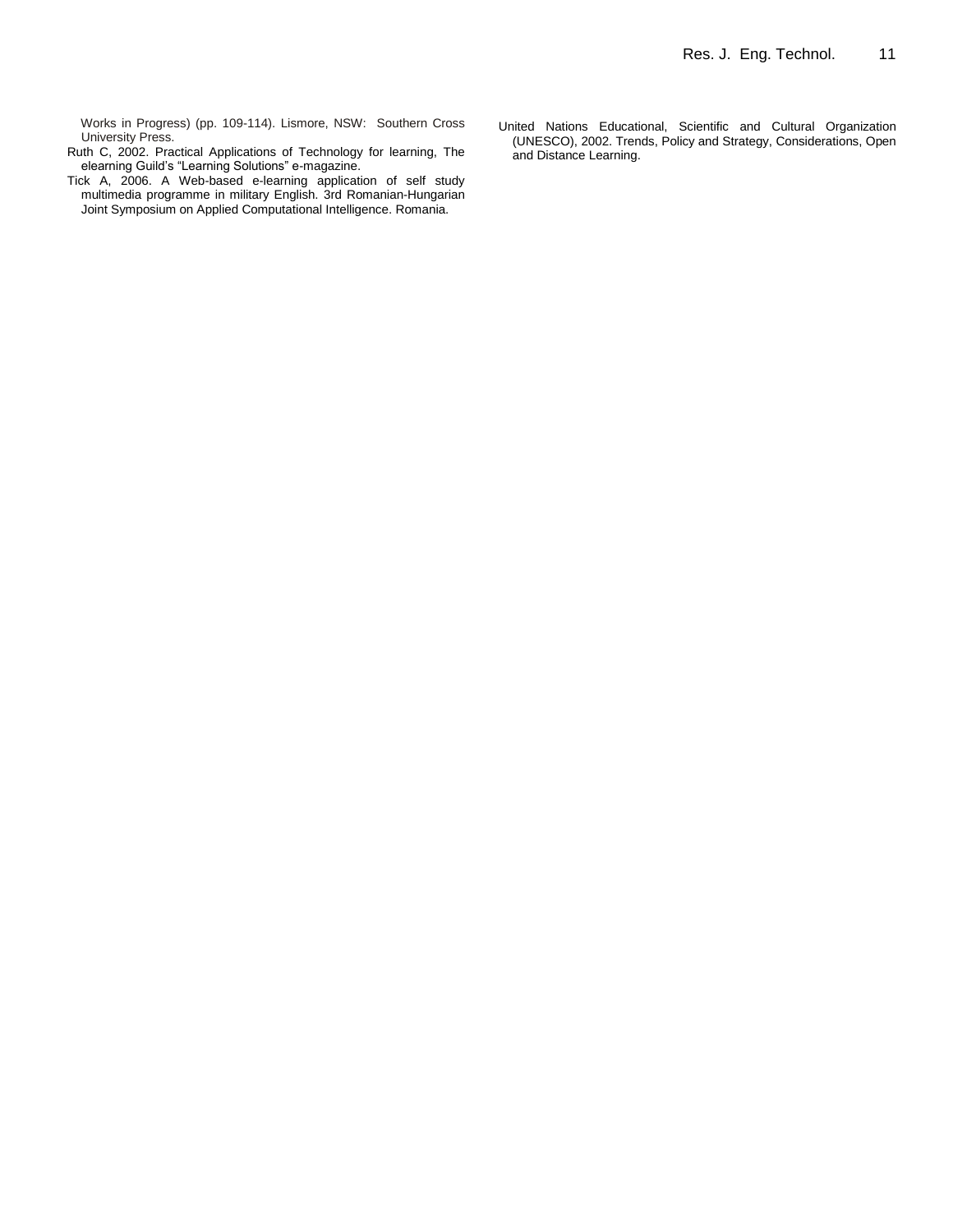Works in Progress) (pp. 109-114). Lismore, NSW: Southern Cross University Press.

Ruth C, 2002. Practical Applications of Technology for learning, The elearning Guild's "Learning Solutions" e-magazine.

Tick A, 2006. A Web-based e-learning application of self study multimedia programme in military English. 3rd Romanian-Hungarian Joint Symposium on Applied Computational Intelligence. Romania.

United Nations Educational, Scientific and Cultural Organization (UNESCO), 2002. Trends, Policy and Strategy, Considerations, Open and Distance Learning.